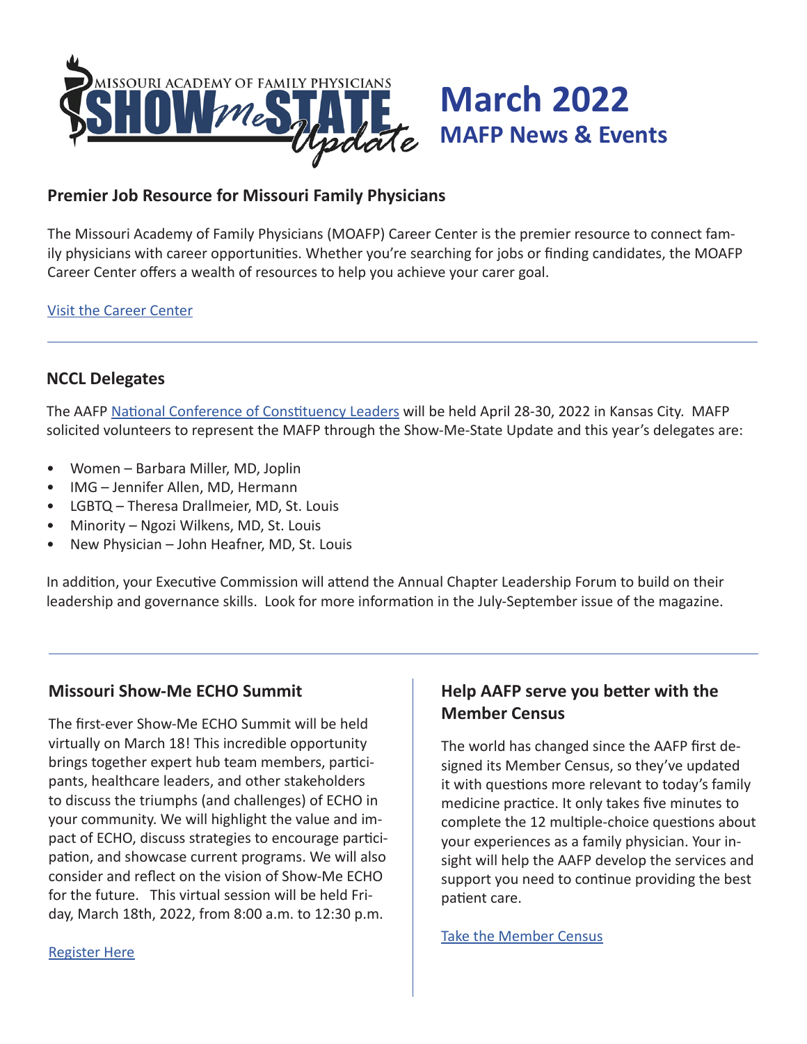MISSOURI ACADEMY OF FAMILY PHYSICIANS SHOW me STATE Update

# March 2022

## MAFP News & Events

### Premier Job Resource for Missouri Family Physicians

The Missouri Academy of Family Physicians (MOAFP) Career Center is the premier resource to connect family physicians with career opportunities. Whether you're searching for jobs or finding candidates, the MOAFP Career Center offers a wealth of resources to help you achieve your carer goal.

Visit the Career Center

---

### NCCL Delegates

The AAFP National Conference of Constituency Leaders will be held April 28-30, 2022 in Kansas City. MAFP solicited volunteers to represent the MAFP through the Show-Me-State Update and this year's delegates are:

- Women – Barbara Miller, MD, Joplin
- IMG – Jennifer Allen, MD, Hermann
- LGBTQ – Theresa Drallmeier, MD, St. Louis
- Minority – Ngozi Wilkens, MD, St. Louis
- New Physician – John Heafner, MD, St. Louis

In addition, your Executive Commission will attend the Annual Chapter Leadership Forum to build on their leadership and governance skills. Look for more information in the July-September issue of the magazine.

---

### Missouri Show-Me ECHO Summit

The first-ever Show-Me ECHO Summit will be held virtually on March 18! This incredible opportunity brings together expert hub team members, participants, healthcare leaders, and other stakeholders to discuss the triumphs (and challenges) of ECHO in your community. We will highlight the value and impact of ECHO, discuss strategies to encourage participation, and showcase current programs. We will also consider and reflect on the vision of Show-Me ECHO for the future. This virtual session will be held Friday, March 18th, 2022, from 8:00 a.m. to 12:30 p.m.

Register Here

### Help AAFP serve you better with the Member Census

The world has changed since the AAFP first designed its Member Census, so they've updated it with questions more relevant to today's family medicine practice. It only takes five minutes to complete the 12 multiple-choice questions about your experiences as a family physician. Your insight will help the AAFP develop the services and support you need to continue providing the best patient care.

Take the Member Census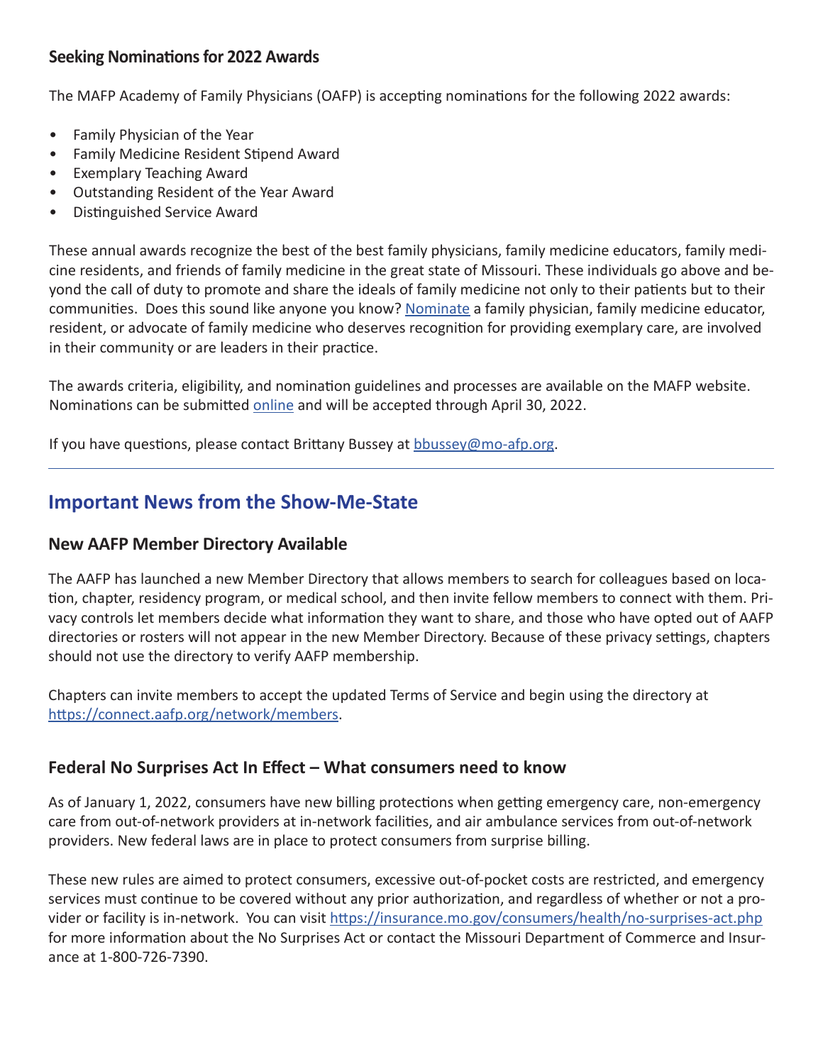### Seeking Nominations for 2022 Awards

The MAFP Academy of Family Physicians (OAFP) is accepting nominations for the following 2022 awards:

- Family Physician of the Year
- Family Medicine Resident Stipend Award
- Exemplary Teaching Award
- Outstanding Resident of the Year Award
- Distinguished Service Award

These annual awards recognize the best of the best family physicians, family medicine educators, family medicine residents, and friends of family medicine in the great state of Missouri. These individuals go above and beyond the call of duty to promote and share the ideals of family medicine not only to their patients but to their communities. Does this sound like anyone you know? Nominate a family physician, family medicine educator, resident, or advocate of family medicine who deserves recognition for providing exemplary care, are involved in their community or are leaders in their practice.

The awards criteria, eligibility, and nomination guidelines and processes are available on the MAFP website. Nominations can be submitted online and will be accepted through April 30, 2022.

If you have questions, please contact Brittany Bussey at bbussey@mo-afp.org.

---

## Important News from the Show-Me-State

### New AAFP Member Directory Available

The AAFP has launched a new Member Directory that allows members to search for colleagues based on location, chapter, residency program, or medical school, and then invite fellow members to connect with them. Privacy controls let members decide what information they want to share, and those who have opted out of AAFP directories or rosters will not appear in the new Member Directory. Because of these privacy settings, chapters should not use the directory to verify AAFP membership.

Chapters can invite members to accept the updated Terms of Service and begin using the directory at https://connect.aafp.org/network/members.

### Federal No Surprises Act In Effect – What consumers need to know

As of January 1, 2022, consumers have new billing protections when getting emergency care, non-emergency care from out-of-network providers at in-network facilities, and air ambulance services from out-of-network providers. New federal laws are in place to protect consumers from surprise billing.

These new rules are aimed to protect consumers, excessive out-of-pocket costs are restricted, and emergency services must continue to be covered without any prior authorization, and regardless of whether or not a provider or facility is in-network. You can visit https://insurance.mo.gov/consumers/health/no-surprises-act.php for more information about the No Surprises Act or contact the Missouri Department of Commerce and Insurance at 1-800-726-7390.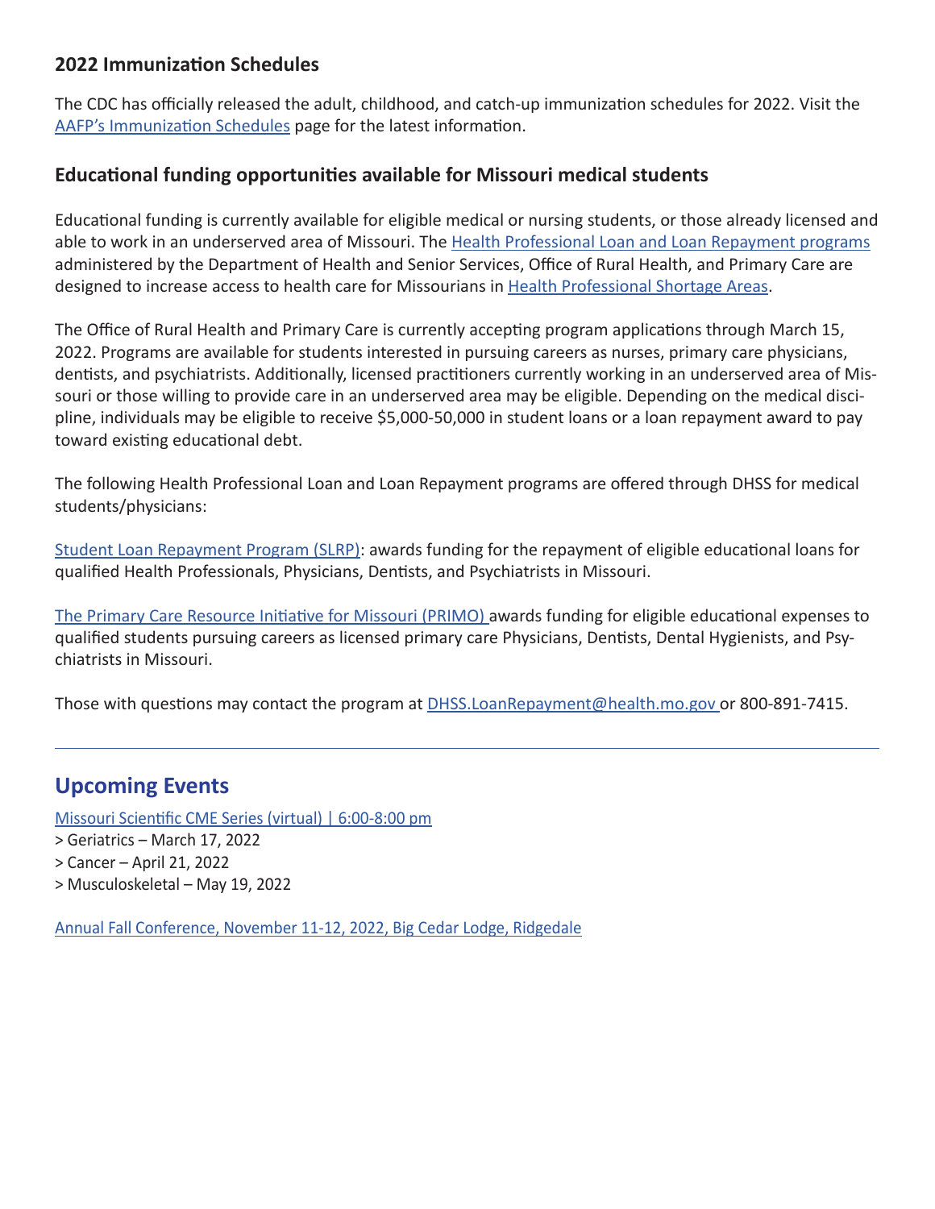### 2022 Immunization Schedules

The CDC has officially released the adult, childhood, and catch-up immunization schedules for 2022. Visit the AAFP's Immunization Schedules page for the latest information.

### Educational funding opportunities available for Missouri medical students

Educational funding is currently available for eligible medical or nursing students, or those already licensed and able to work in an underserved area of Missouri. The Health Professional Loan and Loan Repayment programs administered by the Department of Health and Senior Services, Office of Rural Health, and Primary Care are designed to increase access to health care for Missourians in Health Professional Shortage Areas.

The Office of Rural Health and Primary Care is currently accepting program applications through March 15, 2022. Programs are available for students interested in pursuing careers as nurses, primary care physicians, dentists, and psychiatrists. Additionally, licensed practitioners currently working in an underserved area of Missouri or those willing to provide care in an underserved area may be eligible. Depending on the medical discipline, individuals may be eligible to receive $5,000-50,000 in student loans or a loan repayment award to pay toward existing educational debt.

The following Health Professional Loan and Loan Repayment programs are offered through DHSS for medical students/physicians:

Student Loan Repayment Program (SLRP): awards funding for the repayment of eligible educational loans for qualified Health Professionals, Physicians, Dentists, and Psychiatrists in Missouri.

The Primary Care Resource Initiative for Missouri (PRIMO) awards funding for eligible educational expenses to qualified students pursuing careers as licensed primary care Physicians, Dentists, Dental Hygienists, and Psychiatrists in Missouri.

Those with questions may contact the program at DHSS.LoanRepayment@health.mo.gov or 800-891-7415.

---

## Upcoming Events

Missouri Scientific CME Series (virtual) | 6:00-8:00 pm
> Geriatrics – March 17, 2022
> Cancer – April 21, 2022
> Musculoskeletal – May 19, 2022

Annual Fall Conference, November 11-12, 2022, Big Cedar Lodge, Ridgedale